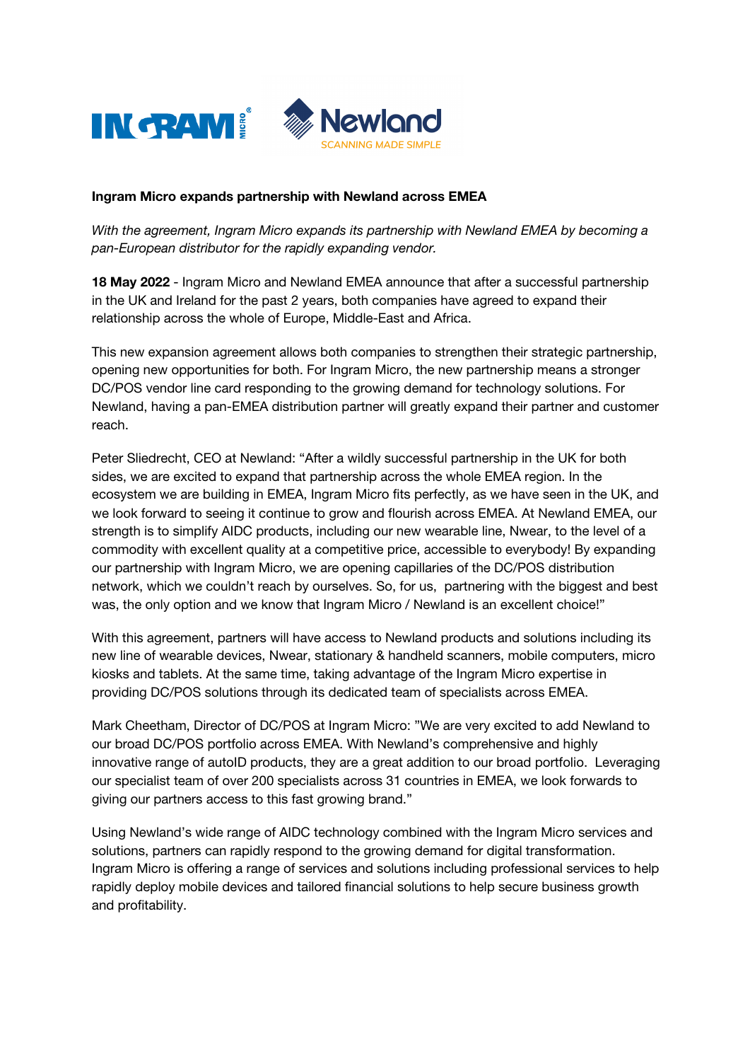**Ingram Micro expands partnership with Newland across EMEA**

*With the agreement, Ingram Micro expands its partnership with Newland EMEA by becoming a pan-European distributor for the rapidly expanding vendor.*

**18 May 2022** - Ingram Micro and Newland EMEA announce that after a successful partnership in the UK and Ireland for the past 2 years, both companies have agreed to expand their relationship across the whole of Europe, Middle-East and Africa.

This new expansion agreement allows both companies to strengthen their strategic partnership, opening new opportunities for both. For Ingram Micro, the new partnership means a stronger DC/POS vendor line card responding to the growing demand for technology solutions. For Newland, having a pan-EMEA distribution partner will greatly expand their partner and customer reach.

Peter Sliedrecht, CEO at Newland: "After a wildly successful partnership in the UK for both sides, we are excited to expand that partnership across the whole EMEA region. In the ecosystem we are building in EMEA, Ingram Micro fits perfectly, as we have seen in the UK, and we look forward to seeing it continue to grow and flourish across EMEA. At Newland EMEA, our strength is to simplify AIDC products, including our new wearable line, Nwear, to the level of a commodity with excellent quality at a competitive price, accessible to everybody! By expanding our partnership with Ingram Micro, we are opening capillaries of the DC/POS distribution network, which we couldn't reach by ourselves. So, for us, partnering with the biggest and best was, the only option and we know that Ingram Micro / Newland is an excellent choice!"

With this agreement, partners will have access to Newland products and solutions including its new line of wearable devices, Nwear, stationary & handheld scanners, mobile computers, micro kiosks and tablets. At the same time, taking advantage of the Ingram Micro expertise in providing DC/POS solutions through its dedicated team of specialists across EMEA.

Mark Cheetham, Director of DC/POS at Ingram Micro: "We are very excited to add Newland to our broad DC/POS portfolio across EMEA. With Newland's comprehensive and highly innovative range of autoID products, they are a great addition to our broad portfolio. Leveraging our specialist team of over 200 specialists across 31 countries in EMEA, we look forwards to giving our partners access to this fast growing brand."

Using Newland's wide range of AIDC technology combined with the Ingram Micro services and solutions, partners can rapidly respond to the growing demand for digital transformation. Ingram Micro is offering a range of services and solutions including professional services to help rapidly deploy mobile devices and tailored financial solutions to help secure business growth and profitability.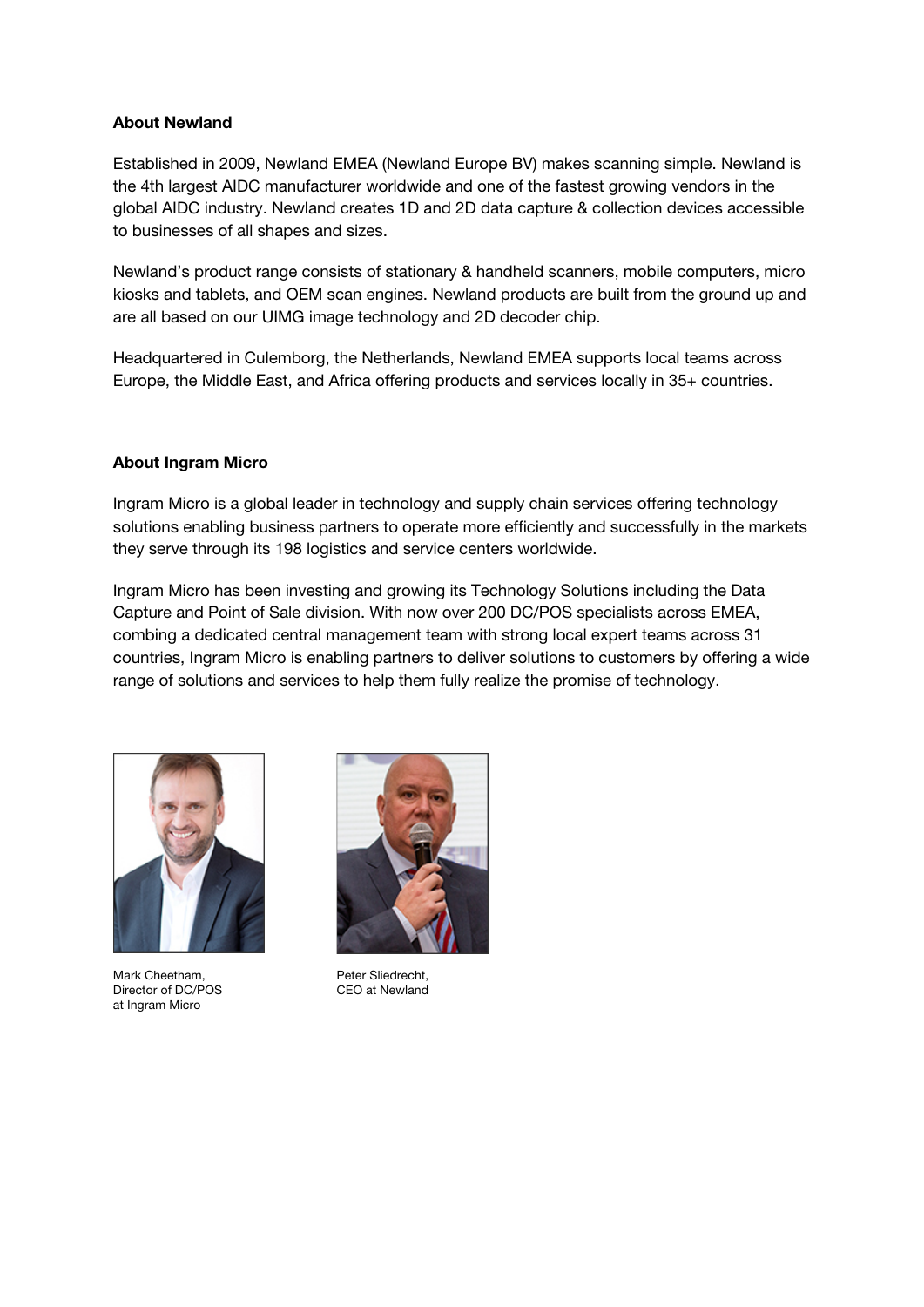**About Newland**

Established in 2009, Newland EMEA (Newland Europe BV) makes scanning simple. Newland is the 4th largest AIDC manufacturer worldwide and one of the fastest growing vendors in the global AIDC industry. Newland creates 1D and 2D data capture & collection devices accessible to businesses of all shapes and sizes.

Newland's product range consists of stationary & handheld scanners, mobile computers, micro kiosks and tablets, and OEM scan engines. Newland products are built from the ground up and are all based on our UIMG image technology and 2D decoder chip.

Headquartered in Culemborg, the Netherlands, Newland EMEA supports local teams across Europe, the Middle East, and Africa offering products and services locally in 35+ countries.

**About Ingram Micro**

Ingram Micro is a global leader in technology and supply chain services offering technology solutions enabling business partners to operate more efficiently and successfully in the markets they serve through its 198 logistics and service centers worldwide.

Ingram Micro has been investing and growing its Technology Solutions including the Data Capture and Point of Sale division. With now over 200 DC/POS specialists across EMEA, combing a dedicated central management team with strong local expert teams across 31 countries, Ingram Micro is enabling partners to deliver solutions to customers by offering a wide range of solutions and services to help them fully realize the promise of technology.

Mark Cheetham,
Director of DC/POS
at Ingram Micro

Peter Sliedrecht,
CEO at Newland